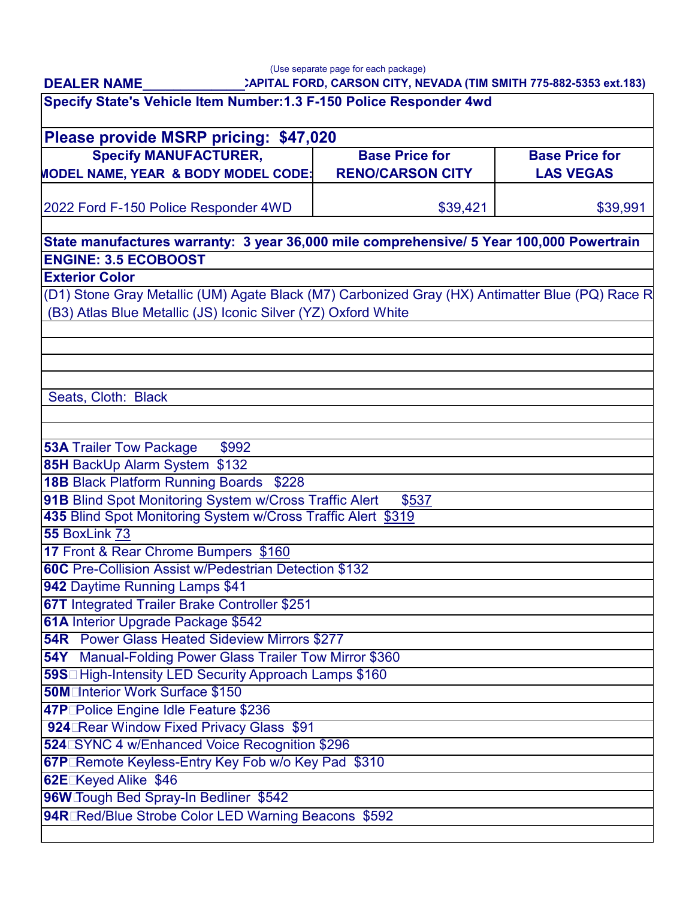(Use separate page for each package)

**DEALER NAME\_\_\_\_\_\_\_\_\_\_\_\_\_\_CAPITAL FORD, CARSON CITY, NEVADA (TIM SMITH 775-882-5353 ext.183)**

**Specify State's Vehicle Item Number:1.3 F-150 Police Responder 4wd**

**Please provide MSRP pricing: $47,020**

| Specify MANUFACTURER, MODEL NAME, YEAR & BODY MODEL CODE: | Base Price for RENO/CARSON CITY | Base Price for LAS VEGAS |
|---|---|---|
| 2022 Ford F-150 Police Responder 4WD | $39,421 | $39,991 |

**State manufactures warranty: 3 year 36,000 mile comprehensive/ 5 Year 100,000 Powertrain**

**ENGINE: 3.5 ECOBOOST**

**Exterior Color**

(D1) Stone Gray Metallic (UM) Agate Black (M7) Carbonized Gray (HX) Antimatter Blue (PQ) Race R
(B3) Atlas Blue Metallic (JS) Iconic Silver (YZ) Oxford White

Seats, Cloth: Black

- **53A** Trailer Tow Package $992
- **85H** BackUp Alarm System $132
- **18B** Black Platform Running Boards $228
- **91B** Blind Spot Monitoring System w/Cross Traffic Alert $537
- **435** Blind Spot Monitoring System w/Cross Traffic Alert $319
- **55** BoxLink 73
- **17** Front & Rear Chrome Bumpers $160
- **60C** Pre-Collision Assist w/Pedestrian Detection $132
- **942** Daytime Running Lamps $41
- **67T** Integrated Trailer Brake Controller $251
- **61A** Interior Upgrade Package $542
- **54R** Power Glass Heated Sideview Mirrors $277
- **54Y** Manual-Folding Power Glass Trailer Tow Mirror $360
- **59S** High-Intensity LED Security Approach Lamps $160
- **50M** Interior Work Surface $150
- **47P** Police Engine Idle Feature $236
- **924** Rear Window Fixed Privacy Glass $91
- **524** SYNC 4 w/Enhanced Voice Recognition $296
- **67P** Remote Keyless-Entry Key Fob w/o Key Pad $310
- **62E** Keyed Alike $46
- **96W** Tough Bed Spray-In Bedliner $542
- **94R** Red/Blue Strobe Color LED Warning Beacons $592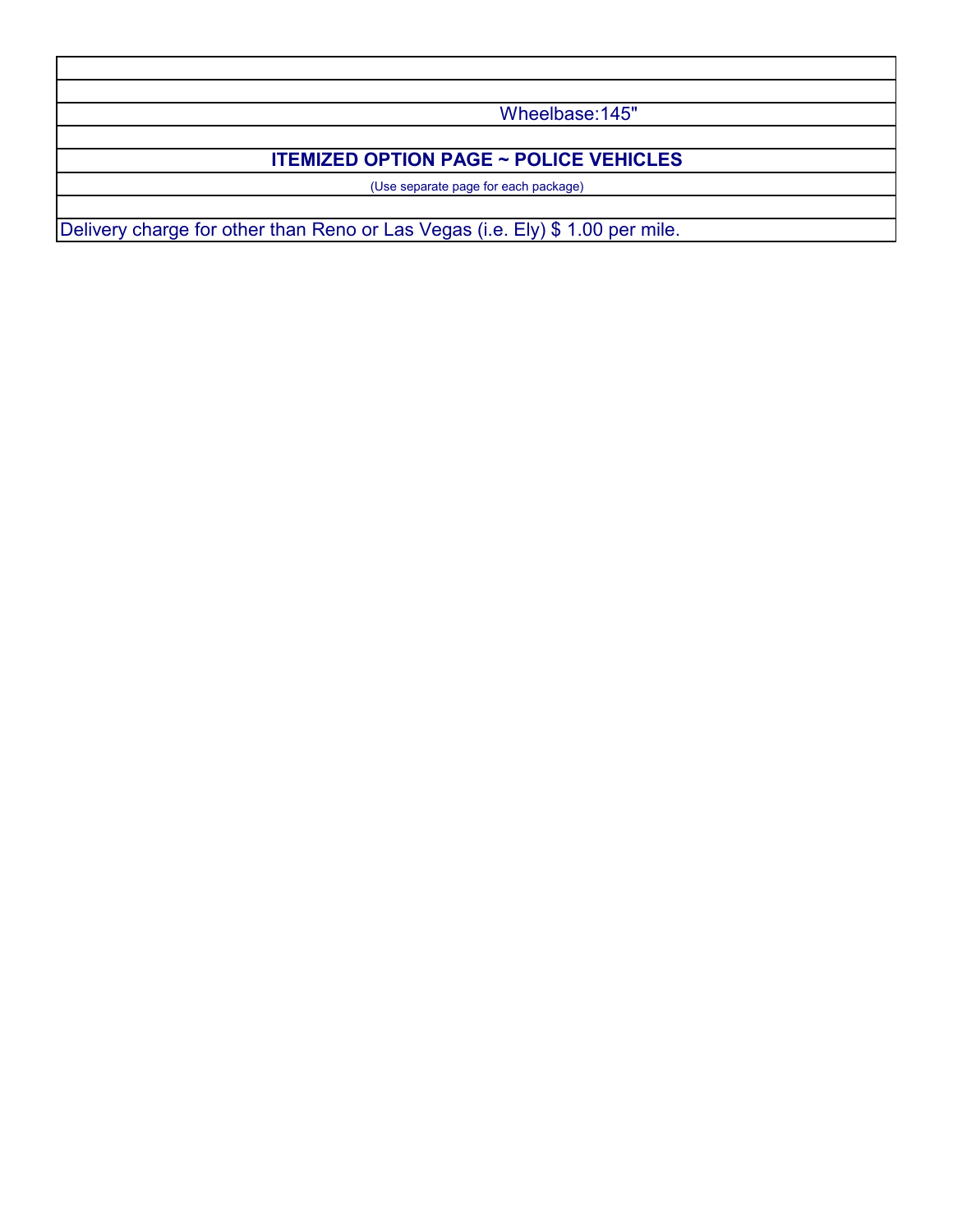Wheelbase:145"

**ITEMIZED OPTION PAGE ~ POLICE VEHICLES**

(Use separate page for each package)

Delivery charge for other than Reno or Las Vegas (i.e. Ely) $ 1.00 per mile.